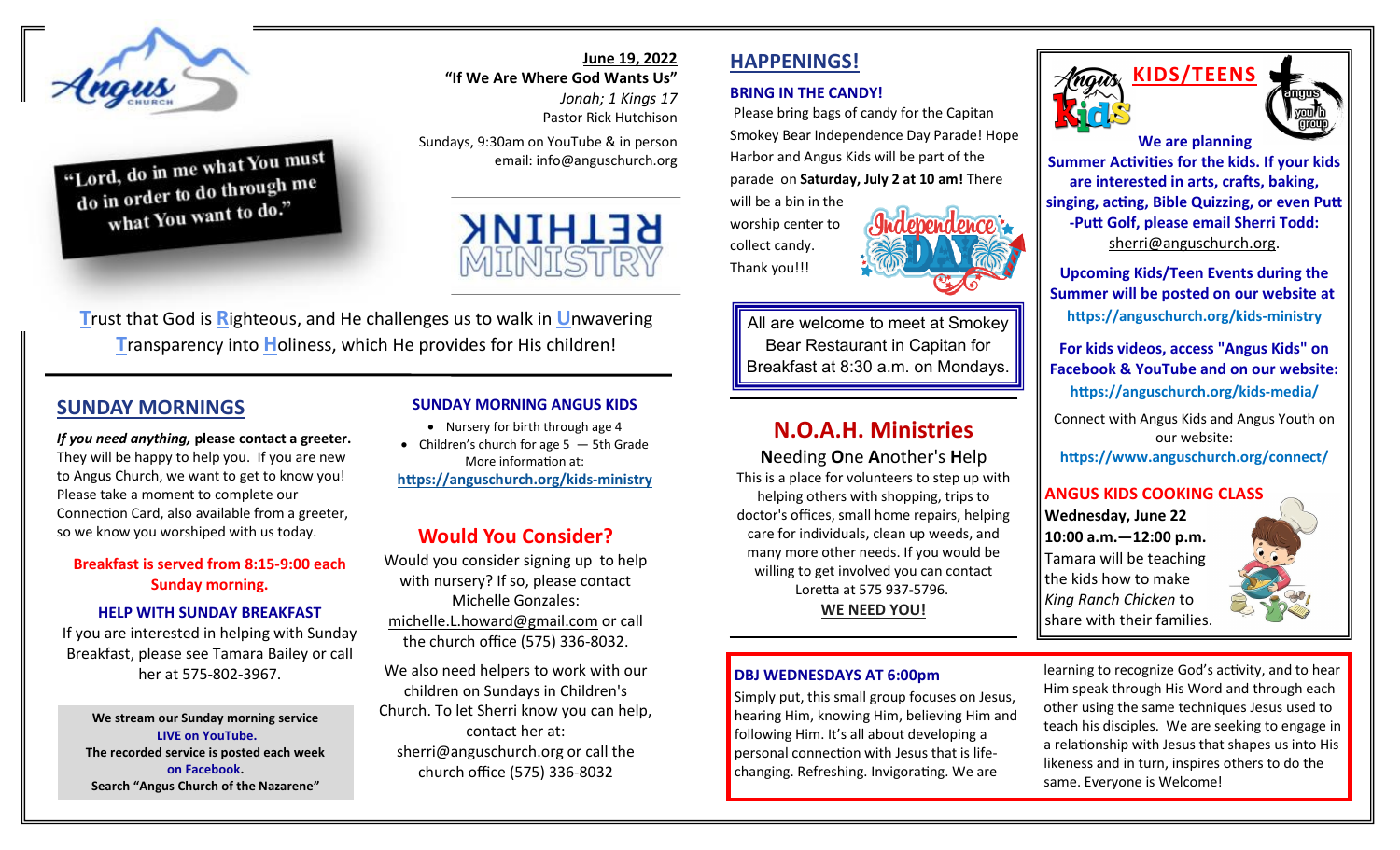**June 19, 2022**

**"If We Are Where God Wants Us"**

*Jonah; 1 Kings 17*

Pastor Rick Hutchison

Sundays, 9:30am on YouTube & in person

email: info@anguschurch.org

"Lord, do in me what You must do in order to do through me what You want to do."

RETHINK MINISTRY

**T**rust that God is **R**ighteous, and He challenges us to walk in **U**nwavering **T**ransparency into **H**oliness, which He provides for His children!

## SUNDAY MORNINGS

***If you need anything,* please contact a greeter.** They will be happy to help you. If you are new to Angus Church, we want to get to know you! Please take a moment to complete our Connection Card, also available from a greeter, so we know you worshiped with us today.

**Breakfast is served from 8:15-9:00 each Sunday morning.**

**HELP WITH SUNDAY BREAKFAST**

If you are interested in helping with Sunday Breakfast, please see Tamara Bailey or call her at 575-802-3967.

**We stream our Sunday morning service LIVE on YouTube.**
**The recorded service is posted each week on Facebook.**
**Search "Angus Church of the Nazarene"**

### SUNDAY MORNING ANGUS KIDS

- Nursery for birth through age 4
- Children's church for age 5 — 5th Grade

More information at:
**https://anguschurch.org/kids-ministry**

## Would You Consider?

Would you consider signing up to help with nursery? If so, please contact Michelle Gonzales: michelle.L.howard@gmail.com or call the church office (575) 336-8032.

We also need helpers to work with our children on Sundays in Children's Church. To let Sherri know you can help, please contact her at: sherri@anguschurch.org or call the church office (575) 336-8032

## HAPPENINGS!

### BRING IN THE CANDY!

Please bring bags of candy for the Capitan Smokey Bear Independence Day Parade! Hope Harbor and Angus Kids will be part of the parade on **Saturday, July 2 at 10 am!** There will be a bin in the worship center to collect candy. Thank you!!!

All are welcome to meet at Smokey Bear Restaurant in Capitan for Breakfast at 8:30 a.m. on Mondays.

## N.O.A.H. Ministries

**N**eeding **O**ne **A**nother's **H**elp

This is a place for volunteers to step up with helping others with shopping, trips to doctor's offices, small home repairs, helping care for individuals, clean up weeds, and many more other needs. If you would be willing to get involved you can contact Loretta at 575 937-5796.

**WE NEED YOU!**

### DBJ WEDNESDAYS AT 6:00pm

Simply put, this small group focuses on Jesus, hearing Him, knowing Him, believing Him and following Him. It's all about developing a personal connection with Jesus that is life-changing. Refreshing. Invigorating. We are learning to recognize God's activity, and to hear Him speak through His Word and through each other using the same techniques Jesus used to teach his disciples. We are seeking to engage in a relationship with Jesus that shapes us into His likeness and in turn, inspires others to do the same. Everyone is Welcome!

## KIDS/TEENS

**We are planning Summer Activities for the kids. If your kids are interested in arts, crafts, baking, singing, acting, Bible Quizzing, or even Putt-Putt Golf, please email Sherri Todd:** sherri@anguschurch.org.

**Upcoming Kids/Teen Events during the Summer will be posted on our website at https://anguschurch.org/kids-ministry**

**For kids videos, access "Angus Kids" on Facebook & YouTube and on our website: https://anguschurch.org/kids-media/**

Connect with Angus Kids and Angus Youth on our website:
**https://www.anguschurch.org/connect/**

### ANGUS KIDS COOKING CLASS

**Wednesday, June 22**
**10:00 a.m.—12:00 p.m.**

Tamara will be teaching the kids how to make *King Ranch Chicken* to share with their families.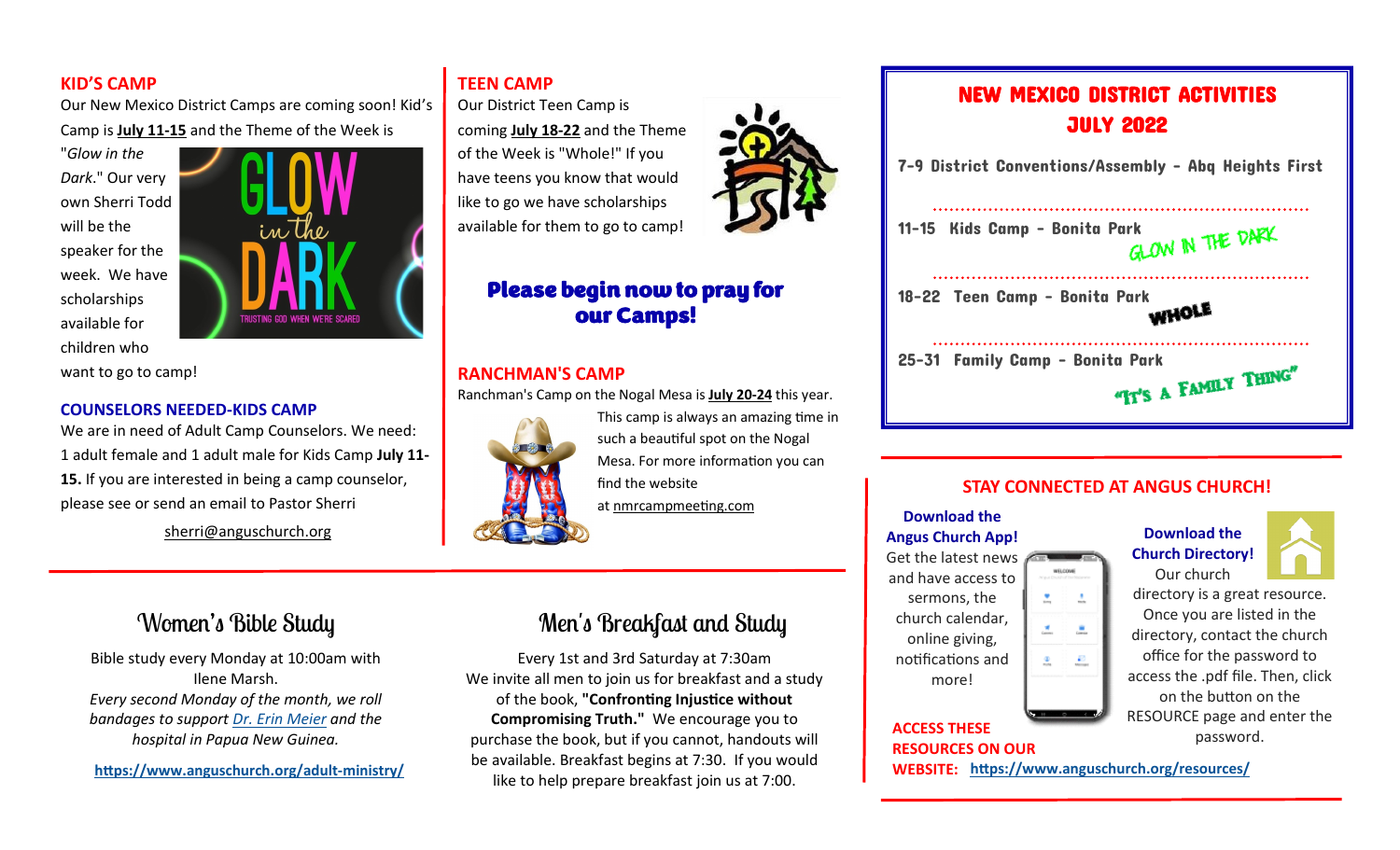## KID'S CAMP

Our New Mexico District Camps are coming soon! Kid's Camp is **July 11-15** and the Theme of the Week is "*Glow in the Dark*." Our very own Sherri Todd will be the speaker for the week. We have scholarships available for children who want to go to camp!

GLOW in the DARK

TRUSTING GOD WHEN WE'RE SCARED

## COUNSELORS NEEDED-KIDS CAMP

We are in need of Adult Camp Counselors. We need: 1 adult female and 1 adult male for Kids Camp **July 11-15.** If you are interested in being a camp counselor, please see or send an email to Pastor Sherri

sherri@anguschurch.org

## TEEN CAMP

Our District Teen Camp is coming **July 18-22** and the Theme of the Week is "Whole!" If you have teens you know that would like to go we have scholarships available for them to go to camp!

**Please begin now to pray for our Camps!**

## RANCHMAN'S CAMP

Ranchman's Camp on the Nogal Mesa is **July 20-24** this year. This camp is always an amazing time in such a beautiful spot on the Nogal Mesa. For more information you can find the website at nmrcampmeeting.com

## NEW MEXICO DISTRICT ACTIVITIES
## JULY 2022

7-9 District Conventions/Assembly - Abq Heights First

11-15 Kids Camp - Bonita Park
GLOW IN THE DARK

18-22 Teen Camp - Bonita Park
WHOLE

25-31 Family Camp - Bonita Park
"IT'S A FAMILY THING"

## STAY CONNECTED AT ANGUS CHURCH!

**Download the Angus Church App!**
Get the latest news and have access to sermons, the church calendar, online giving, notifications and more!

**Download the Church Directory!**
Our church directory is a great resource. Once you are listed in the directory, contact the church office for the password to access the .pdf file. Then, click on the button on the RESOURCE page and enter the password.

**ACCESS THESE RESOURCES ON OUR WEBSITE: https://www.anguschurch.org/resources/**

## Women's Bible Study

Bible study every Monday at 10:00am with Ilene Marsh.
*Every second Monday of the month, we roll bandages to support Dr. Erin Meier and the hospital in Papua New Guinea.*

**https://www.anguschurch.org/adult-ministry/**

## Men's Breakfast and Study

Every 1st and 3rd Saturday at 7:30am
We invite all men to join us for breakfast and a study of the book, **"Confronting Injustice without Compromising Truth."** We encourage you to purchase the book, but if you cannot, handouts will be available. Breakfast begins at 7:30. If you would like to help prepare breakfast join us at 7:00.